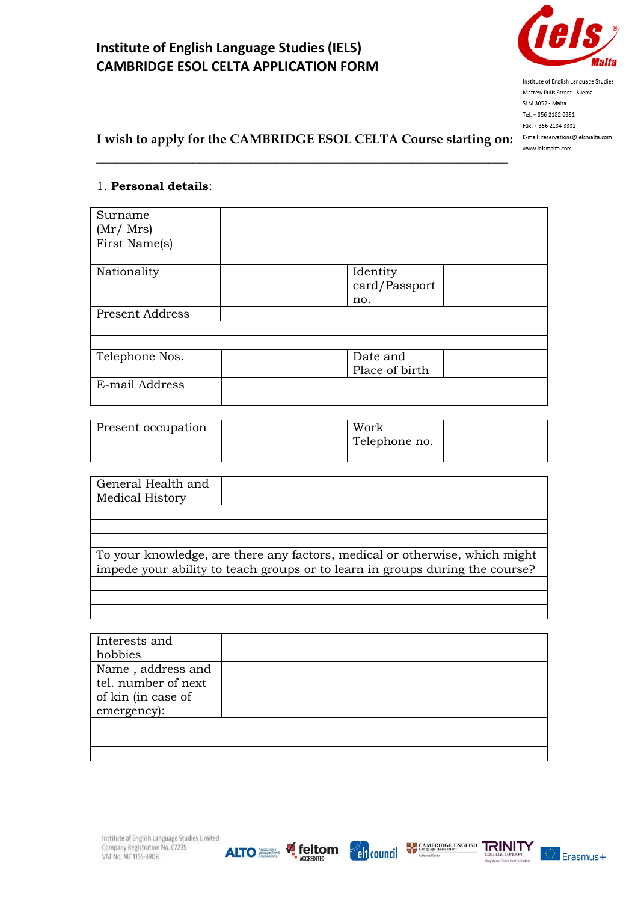# Institute of English Language Studies (IELS)
# CAMBRIDGE ESOL CELTA APPLICATION FORM

Institute of English Language Studies
Mattew Pulis Street - Sliema -
SLM 3052 - Malta
Tel: + 356 2132 0381
Fax: + 356 2134 3332
E-mail: reservations@ielsmalta.com
www.ielsmalta.com

**I wish to apply for the CAMBRIDGE ESOL CELTA Course starting on:**

___________________________________________________________________________

1. **Personal details**:

| | | | |
|---|---|---|---|
| Surname (Mr/ Mrs) | | | |
| First Name(s) | | | |
| Nationality | | Identity card/Passport no. | |
| Present Address | | | |
| | | | |
| | | | |
| Telephone Nos. | | Date and Place of birth | |
| E-mail Address | | | |

| | | | |
|---|---|---|---|
| Present occupation | | Work Telephone no. | |

| | |
|---|---|
| General Health and Medical History | |
| | |
| | |
| | |
| To your knowledge, are there any factors, medical or otherwise, which might impede your ability to teach groups or to learn in groups during the course? | |
| | |
| | |
| | |

| | |
|---|---|
| Interests and hobbies | |
| Name , address and tel. number of next of kin (in case of emergency): | |
| | |
| | |
| | |

Institute of English Language Studies Limited
Company Registration No. C7235
VAT No. MT 1155-3908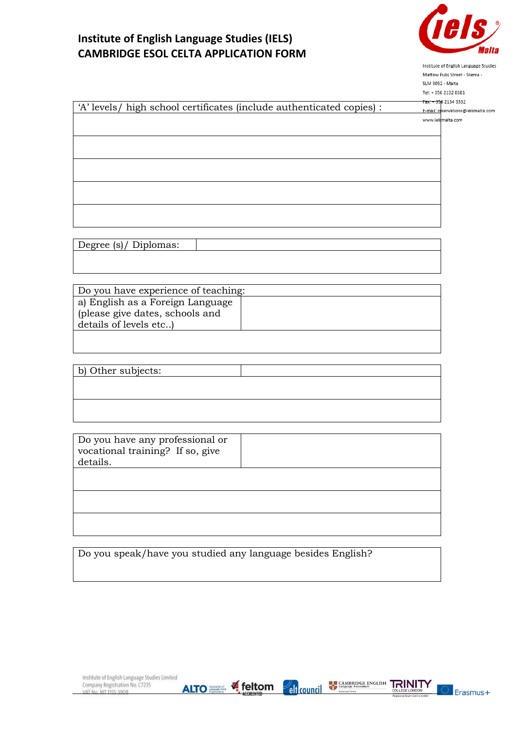# Institute of English Language Studies (IELS)
# CAMBRIDGE ESOL CELTA APPLICATION FORM

Institute of English Language Studies
Mattew Pulis Street - Sliema -
SLM 3052 - Malta
Tel: + 356 2132 0381
Fax: + 356 2134 3332
E-mail: reservations@ielsmalta.com
www.ielsmalta.com

| 'A' levels/ high school certificates (include authenticated copies) : |
|---|
| |
| |
| |
| |
| |

| Degree (s)/ Diplomas: | |
|---|---|
| | |

| Do you have experience of teaching: | |
|---|---|
| a) English as a Foreign Language (please give dates, schools and details of levels etc..) | |
| | |

| b) Other subjects: | |
|---|---|
| | |
| | |

| Do you have any professional or vocational training? If so, give details. | |
|---|---|
| | |
| | |
| | |

| Do you speak/have you studied any language besides English? |
|---|
| |

Institute of English Language Studies Limited
Company Registration No. C7235
VAT No. MT 1155-3908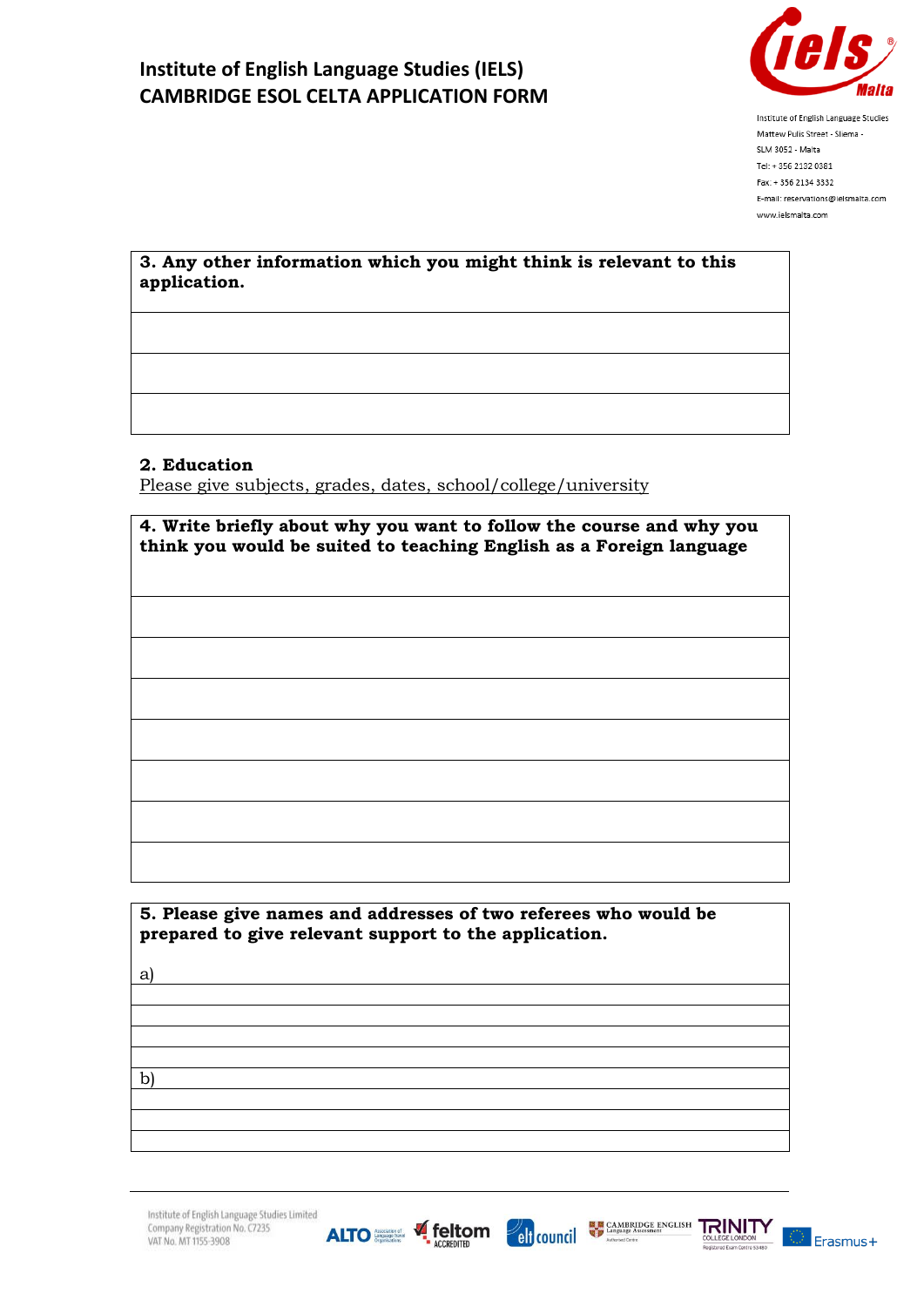# Institute of English Language Studies (IELS)
# CAMBRIDGE ESOL CELTA APPLICATION FORM

Institute of English Language Studies
Mattew Pulis Street - Sliema -
SLM 3052 - Malta
Tel: + 356 2132 0381
Fax: + 356 2134 3332
E-mail: reservations@ielsmalta.com
www.ielsmalta.com

| **3. Any other information which you might think is relevant to this application.** |
|---|
| |
| |
| |

**2. Education**

Please give subjects, grades, dates, school/college/university

| **4. Write briefly about why you want to follow the course and why you think you would be suited to teaching English as a Foreign language** |
|---|
| |
| |
| |
| |
| |
| |
| |

| **5. Please give names and addresses of two referees who would be prepared to give relevant support to the application.** |
|---|
| a) |
| |
| |
| |
| |
| b) |
| |
| |
| |

Institute of English Language Studies Limited
Company Registration No. C7235
VAT No. MT 1155-3908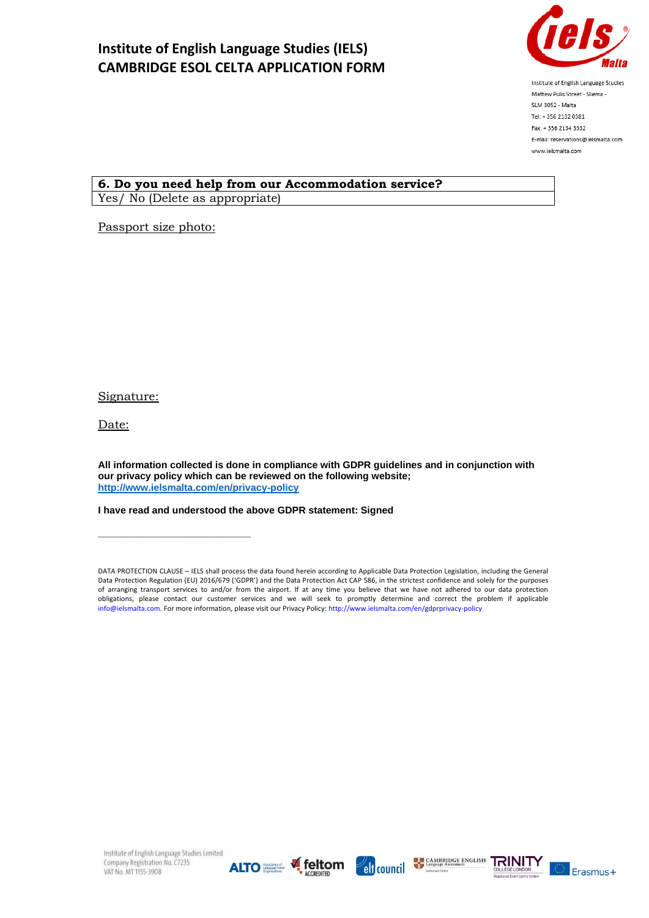# Institute of English Language Studies (IELS)
# CAMBRIDGE ESOL CELTA APPLICATION FORM

Institute of English Language Studies
Mattew Pulis Street - Sliema -
SLM 3052 - Malta
Tel: + 356 2132 0381
Fax: + 356 2134 3332
E-mail: reservations@ielsmalta.com
www.ielsmalta.com

| **6. Do you need help from our Accommodation service?** |
|---|
| Yes/ No (Delete as appropriate) |

Passport size photo:

Signature:

Date:

**All information collected is done in compliance with GDPR guidelines and in conjunction with our privacy policy which can be reviewed on the following website; http://www.ielsmalta.com/en/privacy-policy**

**I have read and understood the above GDPR statement: Signed**

\_\_\_\_\_\_\_\_\_\_\_\_\_\_\_\_\_\_\_\_\_\_\_\_\_\_\_\_\_\_\_\_

DATA PROTECTION CLAUSE – IELS shall process the data found herein according to Applicable Data Protection Legislation, including the General Data Protection Regulation (EU) 2016/679 ('GDPR') and the Data Protection Act CAP 586, in the strictest confidence and solely for the purposes of arranging transport services to and/or from the airport. If at any time you believe that we have not adhered to our data protection obligations, please contact our customer services and we will seek to promptly determine and correct the problem if applicable info@ielsmalta.com. For more information, please visit our Privacy Policy: http://www.ielsmalta.com/en/gdprprivacy-policy

Institute of English Language Studies Limited
Company Registration No. C7235
VAT No. MT 1155-3908